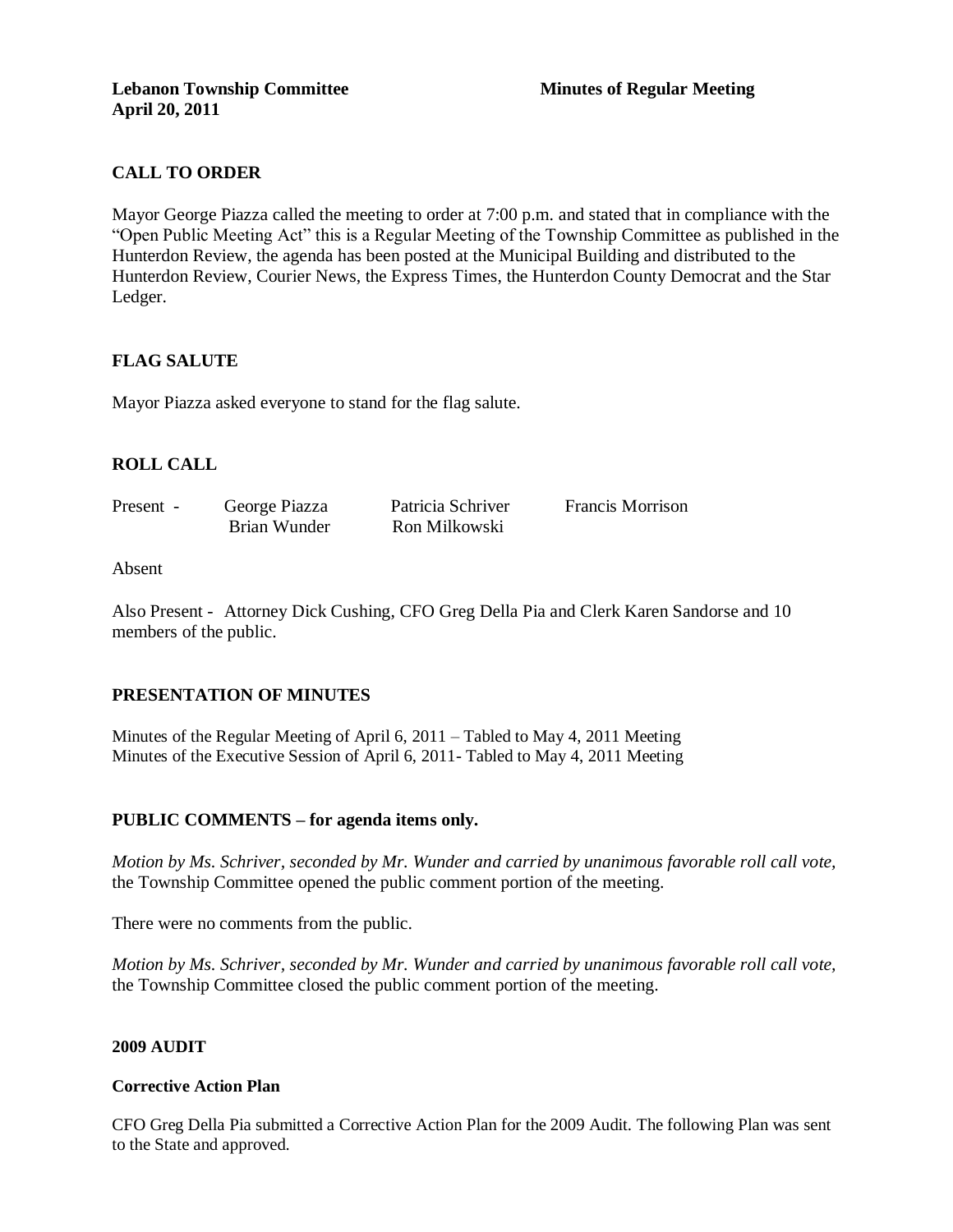**Lebanon Township Committee** **Minutes of Regular Meeting**
**April 20, 2011**

## CALL TO ORDER

Mayor George Piazza called the meeting to order at 7:00 p.m. and stated that in compliance with the "Open Public Meeting Act" this is a Regular Meeting of the Township Committee as published in the Hunterdon Review, the agenda has been posted at the Municipal Building and distributed to the Hunterdon Review, Courier News, the Express Times, the Hunterdon County Democrat and the Star Ledger.

## FLAG SALUTE

Mayor Piazza asked everyone to stand for the flag salute.

## ROLL CALL

Present - George Piazza Patricia Schriver Francis Morrison
Brian Wunder Ron Milkowski

Absent

Also Present - Attorney Dick Cushing, CFO Greg Della Pia and Clerk Karen Sandorse and 10 members of the public.

## PRESENTATION OF MINUTES

Minutes of the Regular Meeting of April 6, 2011 – Tabled to May 4, 2011 Meeting
Minutes of the Executive Session of April 6, 2011- Tabled to May 4, 2011 Meeting

## PUBLIC COMMENTS – for agenda items only.

*Motion by Ms. Schriver, seconded by Mr. Wunder and carried by unanimous favorable roll call vote,* the Township Committee opened the public comment portion of the meeting.

There were no comments from the public.

*Motion by Ms. Schriver, seconded by Mr. Wunder and carried by unanimous favorable roll call vote,* the Township Committee closed the public comment portion of the meeting.

## 2009 AUDIT

### Corrective Action Plan

CFO Greg Della Pia submitted a Corrective Action Plan for the 2009 Audit. The following Plan was sent to the State and approved.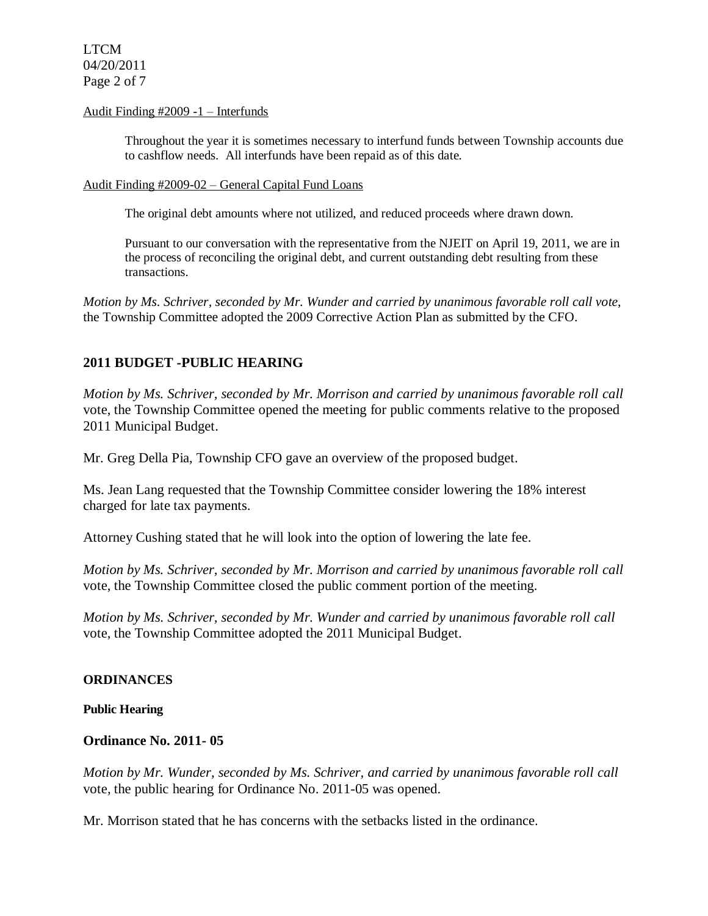Audit Finding #2009 -1 – Interfunds

Throughout the year it is sometimes necessary to interfund funds between Township accounts due to cashflow needs. All interfunds have been repaid as of this date.

Audit Finding #2009-02 – General Capital Fund Loans

The original debt amounts where not utilized, and reduced proceeds where drawn down.

Pursuant to our conversation with the representative from the NJEIT on April 19, 2011, we are in the process of reconciling the original debt, and current outstanding debt resulting from these transactions.

*Motion by Ms. Schriver, seconded by Mr. Wunder and carried by unanimous favorable roll call vote,* the Township Committee adopted the 2009 Corrective Action Plan as submitted by the CFO.

## 2011 BUDGET -PUBLIC HEARING

*Motion by Ms. Schriver, seconded by Mr. Morrison and carried by unanimous favorable roll call* vote, the Township Committee opened the meeting for public comments relative to the proposed 2011 Municipal Budget.

Mr. Greg Della Pia, Township CFO gave an overview of the proposed budget.

Ms. Jean Lang requested that the Township Committee consider lowering the 18% interest charged for late tax payments.

Attorney Cushing stated that he will look into the option of lowering the late fee.

*Motion by Ms. Schriver, seconded by Mr. Morrison and carried by unanimous favorable roll call* vote, the Township Committee closed the public comment portion of the meeting.

*Motion by Ms. Schriver, seconded by Mr. Wunder and carried by unanimous favorable roll call* vote, the Township Committee adopted the 2011 Municipal Budget.

## ORDINANCES

#### Public Hearing

### Ordinance No. 2011- 05

*Motion by Mr. Wunder, seconded by Ms. Schriver, and carried by unanimous favorable roll call* vote, the public hearing for Ordinance No. 2011-05 was opened.

Mr. Morrison stated that he has concerns with the setbacks listed in the ordinance.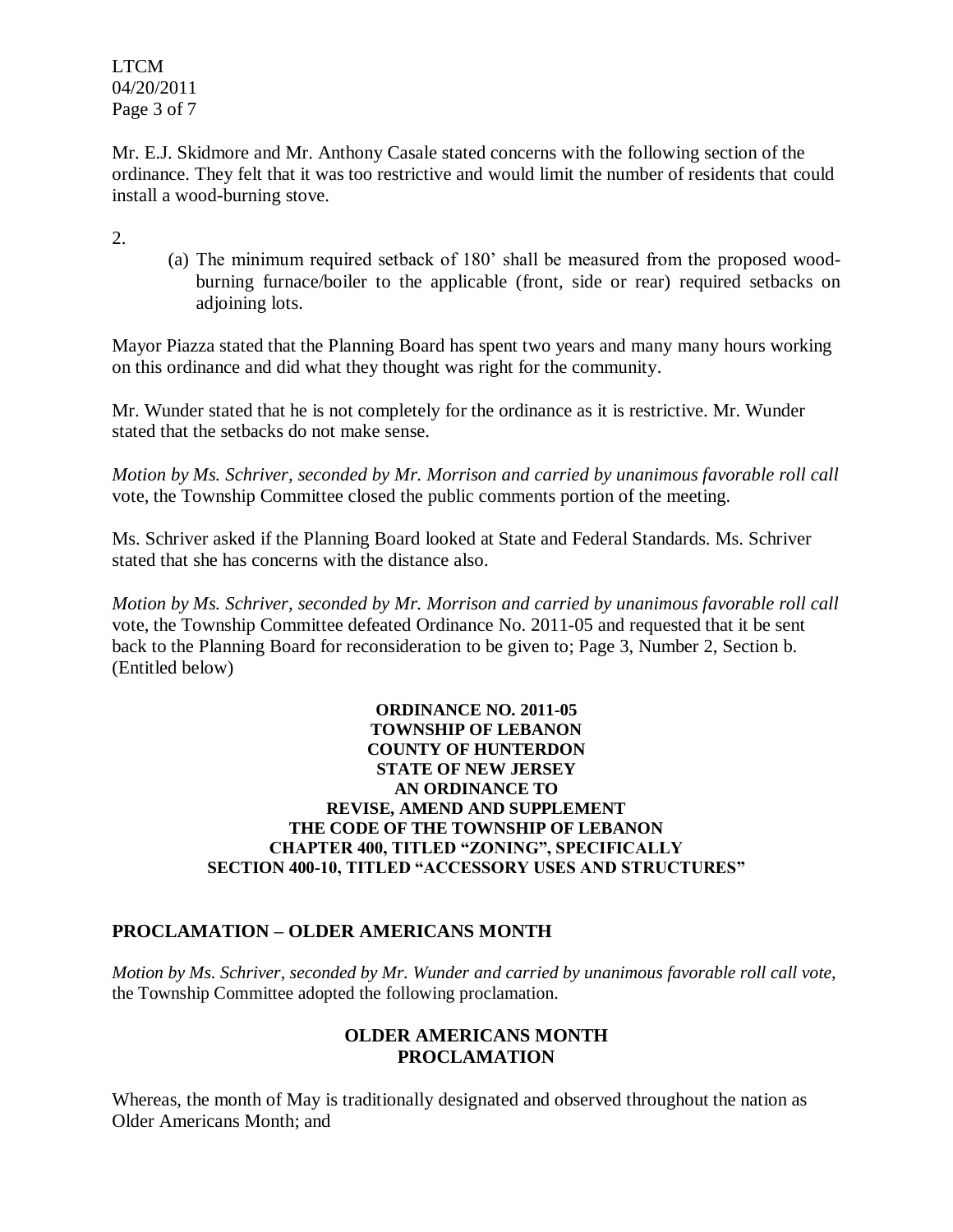Mr. E.J. Skidmore and Mr. Anthony Casale stated concerns with the following section of the ordinance. They felt that it was too restrictive and would limit the number of residents that could install a wood-burning stove.

2.

(a) The minimum required setback of 180' shall be measured from the proposed wood-burning furnace/boiler to the applicable (front, side or rear) required setbacks on adjoining lots.

Mayor Piazza stated that the Planning Board has spent two years and many many hours working on this ordinance and did what they thought was right for the community.

Mr. Wunder stated that he is not completely for the ordinance as it is restrictive. Mr. Wunder stated that the setbacks do not make sense.

*Motion by Ms. Schriver, seconded by Mr. Morrison and carried by unanimous favorable roll call* vote, the Township Committee closed the public comments portion of the meeting.

Ms. Schriver asked if the Planning Board looked at State and Federal Standards. Ms. Schriver stated that she has concerns with the distance also.

*Motion by Ms. Schriver, seconded by Mr. Morrison and carried by unanimous favorable roll call* vote, the Township Committee defeated Ordinance No. 2011-05 and requested that it be sent back to the Planning Board for reconsideration to be given to; Page 3, Number 2, Section b. (Entitled below)

**ORDINANCE NO. 2011-05**
**TOWNSHIP OF LEBANON**
**COUNTY OF HUNTERDON**
**STATE OF NEW JERSEY**
**AN ORDINANCE TO**
**REVISE, AMEND AND SUPPLEMENT**
**THE CODE OF THE TOWNSHIP OF LEBANON**
**CHAPTER 400, TITLED "ZONING", SPECIFICALLY**
**SECTION 400-10, TITLED "ACCESSORY USES AND STRUCTURES"**

## PROCLAMATION – OLDER AMERICANS MONTH

*Motion by Ms. Schriver, seconded by Mr. Wunder and carried by unanimous favorable roll call vote,* the Township Committee adopted the following proclamation.

**OLDER AMERICANS MONTH**
**PROCLAMATION**

Whereas, the month of May is traditionally designated and observed throughout the nation as Older Americans Month; and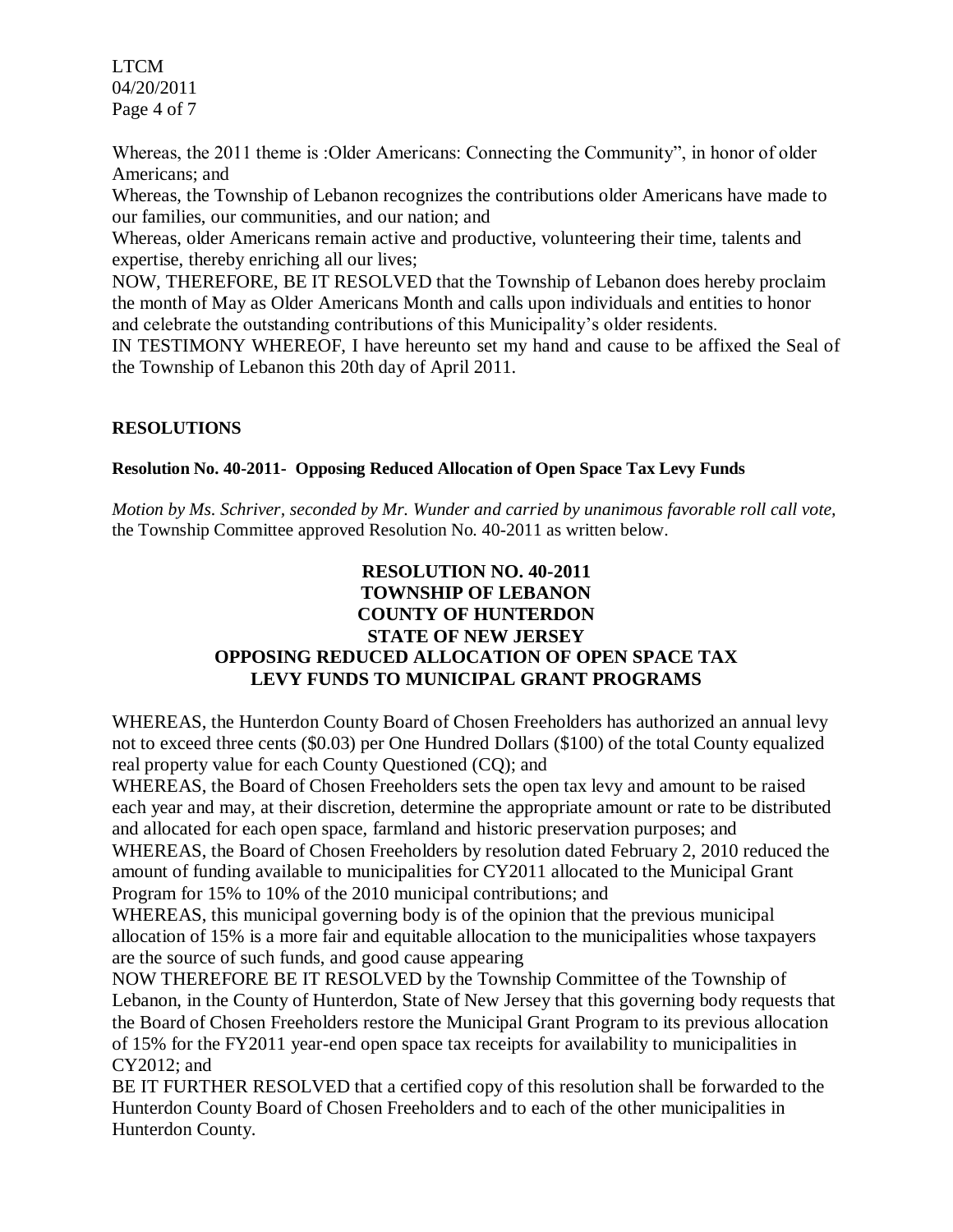Whereas, the 2011 theme is :Older Americans: Connecting the Community", in honor of older Americans; and

Whereas, the Township of Lebanon recognizes the contributions older Americans have made to our families, our communities, and our nation; and

Whereas, older Americans remain active and productive, volunteering their time, talents and expertise, thereby enriching all our lives;

NOW, THEREFORE, BE IT RESOLVED that the Township of Lebanon does hereby proclaim the month of May as Older Americans Month and calls upon individuals and entities to honor and celebrate the outstanding contributions of this Municipality's older residents.

IN TESTIMONY WHEREOF, I have hereunto set my hand and cause to be affixed the Seal of the Township of Lebanon this 20th day of April 2011.

## RESOLUTIONS

### Resolution No. 40-2011- Opposing Reduced Allocation of Open Space Tax Levy Funds

*Motion by Ms. Schriver, seconded by Mr. Wunder and carried by unanimous favorable roll call vote,* the Township Committee approved Resolution No. 40-2011 as written below.

**RESOLUTION NO. 40-2011**
**TOWNSHIP OF LEBANON**
**COUNTY OF HUNTERDON**
**STATE OF NEW JERSEY**
**OPPOSING REDUCED ALLOCATION OF OPEN SPACE TAX LEVY FUNDS TO MUNICIPAL GRANT PROGRAMS**

WHEREAS, the Hunterdon County Board of Chosen Freeholders has authorized an annual levy not to exceed three cents ($0.03) per One Hundred Dollars ($100) of the total County equalized real property value for each County Questioned (CQ); and

WHEREAS, the Board of Chosen Freeholders sets the open tax levy and amount to be raised each year and may, at their discretion, determine the appropriate amount or rate to be distributed and allocated for each open space, farmland and historic preservation purposes; and

WHEREAS, the Board of Chosen Freeholders by resolution dated February 2, 2010 reduced the amount of funding available to municipalities for CY2011 allocated to the Municipal Grant Program for 15% to 10% of the 2010 municipal contributions; and

WHEREAS, this municipal governing body is of the opinion that the previous municipal allocation of 15% is a more fair and equitable allocation to the municipalities whose taxpayers are the source of such funds, and good cause appearing

NOW THEREFORE BE IT RESOLVED by the Township Committee of the Township of Lebanon, in the County of Hunterdon, State of New Jersey that this governing body requests that the Board of Chosen Freeholders restore the Municipal Grant Program to its previous allocation of 15% for the FY2011 year-end open space tax receipts for availability to municipalities in CY2012; and

BE IT FURTHER RESOLVED that a certified copy of this resolution shall be forwarded to the Hunterdon County Board of Chosen Freeholders and to each of the other municipalities in Hunterdon County.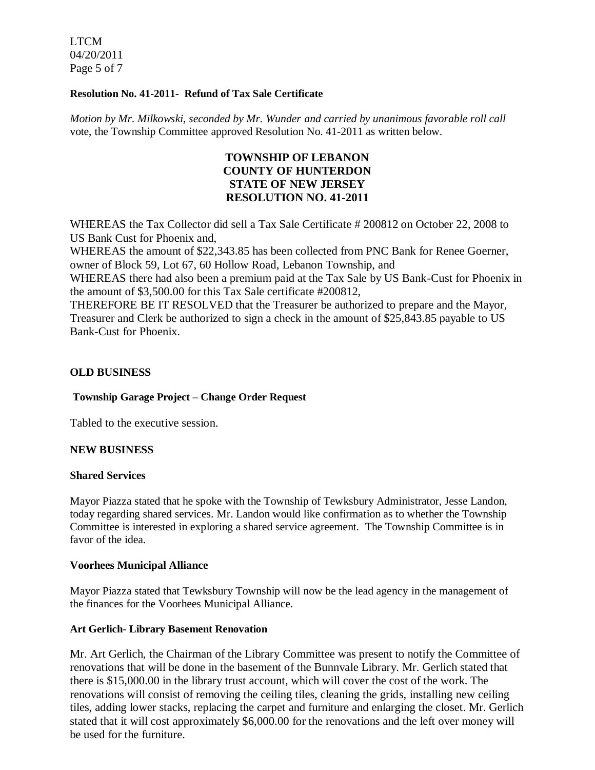**Resolution No. 41-2011- Refund of Tax Sale Certificate**

*Motion by Mr. Milkowski, seconded by Mr. Wunder and carried by unanimous favorable roll call* vote, the Township Committee approved Resolution No. 41-2011 as written below.

**TOWNSHIP OF LEBANON**
**COUNTY OF HUNTERDON**
**STATE OF NEW JERSEY**
**RESOLUTION NO. 41-2011**

WHEREAS the Tax Collector did sell a Tax Sale Certificate # 200812 on October 22, 2008 to US Bank Cust for Phoenix and,
WHEREAS the amount of $22,343.85 has been collected from PNC Bank for Renee Goerner, owner of Block 59, Lot 67, 60 Hollow Road, Lebanon Township, and
WHEREAS there had also been a premium paid at the Tax Sale by US Bank-Cust for Phoenix in the amount of $3,500.00 for this Tax Sale certificate #200812,
THEREFORE BE IT RESOLVED that the Treasurer be authorized to prepare and the Mayor, Treasurer and Clerk be authorized to sign a check in the amount of $25,843.85 payable to US Bank-Cust for Phoenix.

**OLD BUSINESS**

**Township Garage Project – Change Order Request**

Tabled to the executive session.

**NEW BUSINESS**

**Shared Services**

Mayor Piazza stated that he spoke with the Township of Tewksbury Administrator, Jesse Landon, today regarding shared services. Mr. Landon would like confirmation as to whether the Township Committee is interested in exploring a shared service agreement. The Township Committee is in favor of the idea.

**Voorhees Municipal Alliance**

Mayor Piazza stated that Tewksbury Township will now be the lead agency in the management of the finances for the Voorhees Municipal Alliance.

**Art Gerlich- Library Basement Renovation**

Mr. Art Gerlich, the Chairman of the Library Committee was present to notify the Committee of renovations that will be done in the basement of the Bunnvale Library. Mr. Gerlich stated that there is $15,000.00 in the library trust account, which will cover the cost of the work. The renovations will consist of removing the ceiling tiles, cleaning the grids, installing new ceiling tiles, adding lower stacks, replacing the carpet and furniture and enlarging the closet. Mr. Gerlich stated that it will cost approximately $6,000.00 for the renovations and the left over money will be used for the furniture.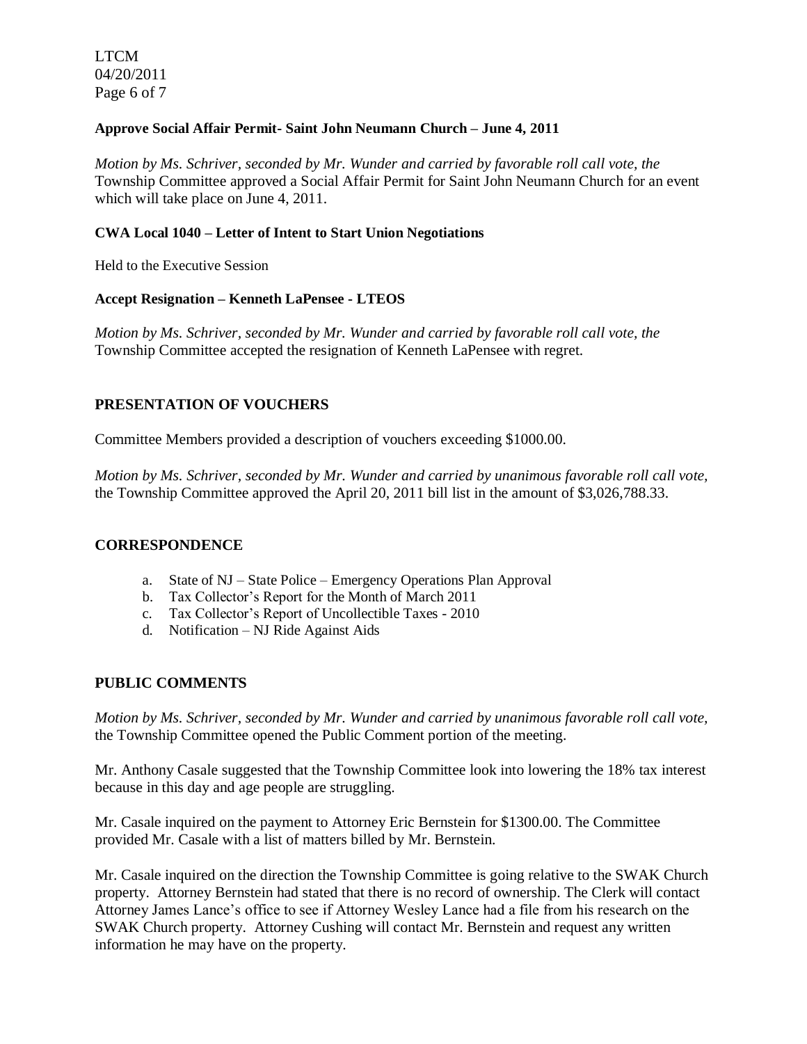**Approve Social Affair Permit- Saint John Neumann Church – June 4, 2011**

*Motion by Ms. Schriver, seconded by Mr. Wunder and carried by favorable roll call vote, the* Township Committee approved a Social Affair Permit for Saint John Neumann Church for an event which will take place on June 4, 2011.

**CWA Local 1040 – Letter of Intent to Start Union Negotiations**

Held to the Executive Session

**Accept Resignation – Kenneth LaPensee - LTEOS**

*Motion by Ms. Schriver, seconded by Mr. Wunder and carried by favorable roll call vote, the* Township Committee accepted the resignation of Kenneth LaPensee with regret.

## PRESENTATION OF VOUCHERS

Committee Members provided a description of vouchers exceeding $1000.00.

*Motion by Ms. Schriver, seconded by Mr. Wunder and carried by unanimous favorable roll call vote,* the Township Committee approved the April 20, 2011 bill list in the amount of $3,026,788.33.

## CORRESPONDENCE

a. State of NJ – State Police – Emergency Operations Plan Approval
b. Tax Collector's Report for the Month of March 2011
c. Tax Collector's Report of Uncollectible Taxes - 2010
d. Notification – NJ Ride Against Aids

## PUBLIC COMMENTS

*Motion by Ms. Schriver, seconded by Mr. Wunder and carried by unanimous favorable roll call vote,* the Township Committee opened the Public Comment portion of the meeting.

Mr. Anthony Casale suggested that the Township Committee look into lowering the 18% tax interest because in this day and age people are struggling.

Mr. Casale inquired on the payment to Attorney Eric Bernstein for $1300.00. The Committee provided Mr. Casale with a list of matters billed by Mr. Bernstein.

Mr. Casale inquired on the direction the Township Committee is going relative to the SWAK Church property. Attorney Bernstein had stated that there is no record of ownership. The Clerk will contact Attorney James Lance's office to see if Attorney Wesley Lance had a file from his research on the SWAK Church property. Attorney Cushing will contact Mr. Bernstein and request any written information he may have on the property.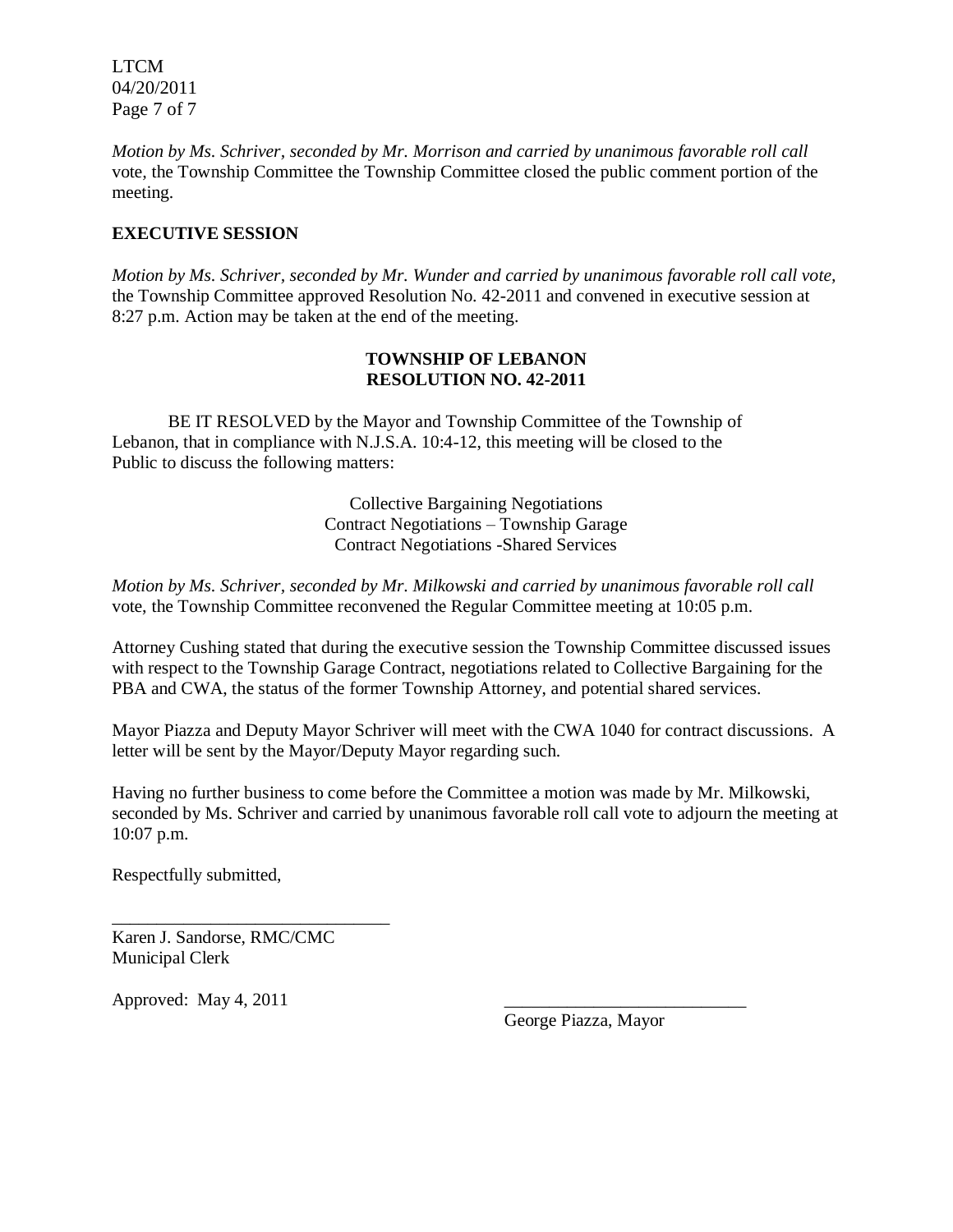*Motion by Ms. Schriver, seconded by Mr. Morrison and carried by unanimous favorable roll call* vote, the Township Committee the Township Committee closed the public comment portion of the meeting.

**EXECUTIVE SESSION**

*Motion by Ms. Schriver, seconded by Mr. Wunder and carried by unanimous favorable roll call vote,* the Township Committee approved Resolution No. 42-2011 and convened in executive session at 8:27 p.m. Action may be taken at the end of the meeting.

**TOWNSHIP OF LEBANON**
**RESOLUTION NO. 42-2011**

BE IT RESOLVED by the Mayor and Township Committee of the Township of Lebanon, that in compliance with N.J.S.A. 10:4-12, this meeting will be closed to the Public to discuss the following matters:

Collective Bargaining Negotiations
Contract Negotiations – Township Garage
Contract Negotiations -Shared Services

*Motion by Ms. Schriver, seconded by Mr. Milkowski and carried by unanimous favorable roll call* vote, the Township Committee reconvened the Regular Committee meeting at 10:05 p.m.

Attorney Cushing stated that during the executive session the Township Committee discussed issues with respect to the Township Garage Contract, negotiations related to Collective Bargaining for the PBA and CWA, the status of the former Township Attorney, and potential shared services.

Mayor Piazza and Deputy Mayor Schriver will meet with the CWA 1040 for contract discussions. A letter will be sent by the Mayor/Deputy Mayor regarding such.

Having no further business to come before the Committee a motion was made by Mr. Milkowski, seconded by Ms. Schriver and carried by unanimous favorable roll call vote to adjourn the meeting at 10:07 p.m.

Respectfully submitted,

_______________________________
Karen J. Sandorse, RMC/CMC
Municipal Clerk

Approved: May 4, 2011

___________________________
George Piazza, Mayor